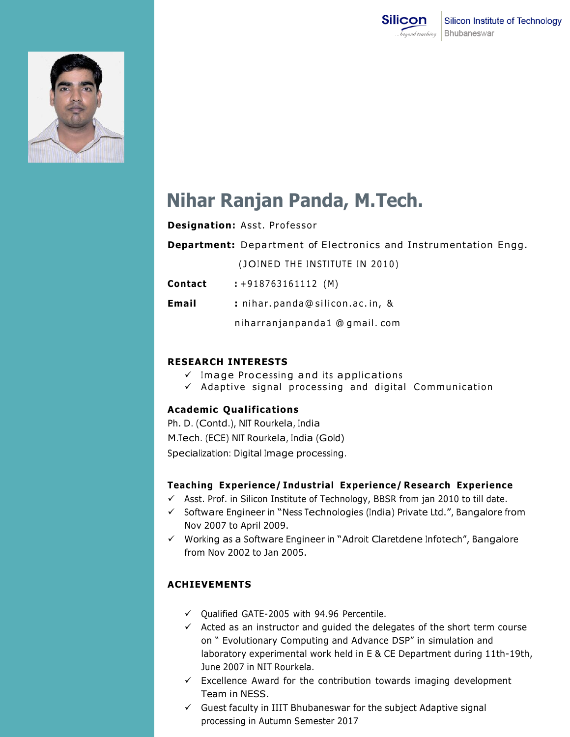Silicon Institute of Technology
Bhubaneswar

# Nihar Ranjan Panda, M.Tech.

**Designation:** Asst. Professor

**Department:** Department of Electronics and Instrumentation Engg.

(JOINED THE INSTITUTE IN 2010)

**Contact** : +918763161112 (M)

**Email** : nihar.panda@silicon.ac.in, &

niharranjanpanda1 @gmail. com

## RESEARCH INTERESTS

- ✓ Image Processing and its applications
- ✓ Adaptive signal processing and digital Communication

## Academic Qualifications

Ph. D. (Contd.), NIT Rourkela, India

M.Tech. (ECE) NIT Rourkela, India (Gold)

Specialization: Digital Image processing.

## Teaching Experience/Industrial Experience/Research Experience

- ✓ Asst. Prof. in Silicon Institute of Technology, BBSR from jan 2010 to till date.
- ✓ Software Engineer in "Ness Technologies (India) Private Ltd.", Bangalore from Nov 2007 to April 2009.
- ✓ Working as a Software Engineer in "Adroit Claretdene Infotech", Bangalore from Nov 2002 to Jan 2005.

## ACHIEVEMENTS

- ✓ Qualified GATE-2005 with 94.96 Percentile.
- ✓ Acted as an instructor and guided the delegates of the short term course on " Evolutionary Computing and Advance DSP" in simulation and laboratory experimental work held in E & CE Department during 11th-19th, June 2007 in NIT Rourkela.
- ✓ Excellence Award for the contribution towards imaging development Team in NESS.
- ✓ Guest faculty in IIIT Bhubaneswar for the subject Adaptive signal processing in Autumn Semester 2017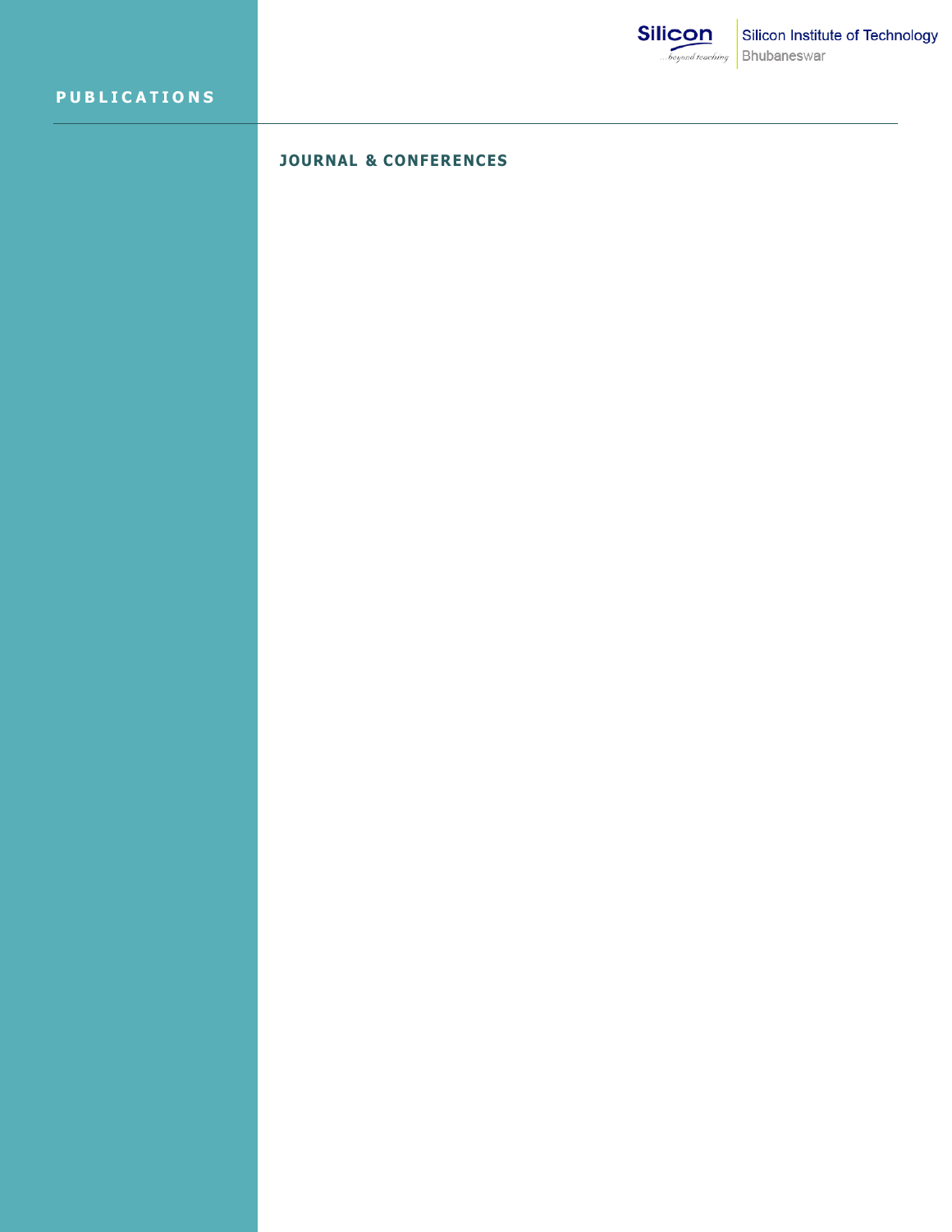# PUBLICATIONS

## JOURNAL & CONFERENCES